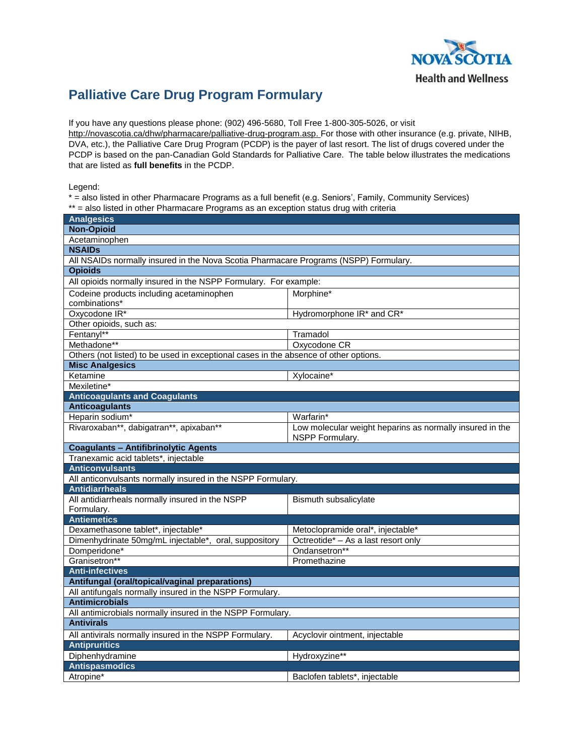Nova Scotia Health and Wellness

# Palliative Care Drug Program Formulary

If you have any questions please phone: (902) 496-5680, Toll Free 1-800-305-5026, or visit http://novascotia.ca/dhw/pharmacare/palliative-drug-program.asp. For those with other insurance (e.g. private, NIHB, DVA, etc.), the Palliative Care Drug Program (PCDP) is the payer of last resort. The list of drugs covered under the PCDP is based on the pan-Canadian Gold Standards for Palliative Care. The table below illustrates the medications that are listed as **full benefits** in the PCDP.

Legend:
* = also listed in other Pharmacare Programs as a full benefit (e.g. Seniors', Family, Community Services)
** = also listed in other Pharmacare Programs as an exception status drug with criteria

| **Analgesics** | |
|---|---|
| **Non-Opioid** | |
| Acetaminophen | |
| **NSAIDs** | |
| All NSAIDs normally insured in the Nova Scotia Pharmacare Programs (NSPP) Formulary. | |
| **Opioids** | |
| All opioids normally insured in the NSPP Formulary. For example: | |
| Codeine products including acetaminophen combinations* | Morphine* |
| Oxycodone IR* | Hydromorphone IR* and CR* |
| Other opioids, such as: | |
| Fentanyl** | Tramadol |
| Methadone** | Oxycodone CR |
| Others (not listed) to be used in exceptional cases in the absence of other options. | |
| **Misc Analgesics** | |
| Ketamine | Xylocaine* |
| Mexiletine* | |
| **Anticoagulants and Coagulants** | |
| **Anticoagulants** | |
| Heparin sodium* | Warfarin* |
| Rivaroxaban**, dabigatran**, apixaban** | Low molecular weight heparins as normally insured in the NSPP Formulary. |
| **Coagulants – Antifibrinolytic Agents** | |
| Tranexamic acid tablets*, injectable | |
| **Anticonvulsants** | |
| All anticonvulsants normally insured in the NSPP Formulary. | |
| **Antidiarrheals** | |
| All antidiarrheals normally insured in the NSPP Formulary. | Bismuth subsalicylate |
| **Antiemetics** | |
| Dexamethasone tablet*, injectable* | Metoclopramide oral*, injectable* |
| Dimenhydrinate 50mg/mL injectable*, oral, suppository | Octreotide* – As a last resort only |
| Domperidone* | Ondansetron** |
| Granisetron** | Promethazine |
| **Anti-infectives** | |
| **Antifungal (oral/topical/vaginal preparations)** | |
| All antifungals normally insured in the NSPP Formulary. | |
| **Antimicrobials** | |
| All antimicrobials normally insured in the NSPP Formulary. | |
| **Antivirals** | |
| All antivirals normally insured in the NSPP Formulary. | Acyclovir ointment, injectable |
| **Antipruritics** | |
| Diphenhydramine | Hydroxyzine** |
| **Antispasmodics** | |
| Atropine* | Baclofen tablets*, injectable |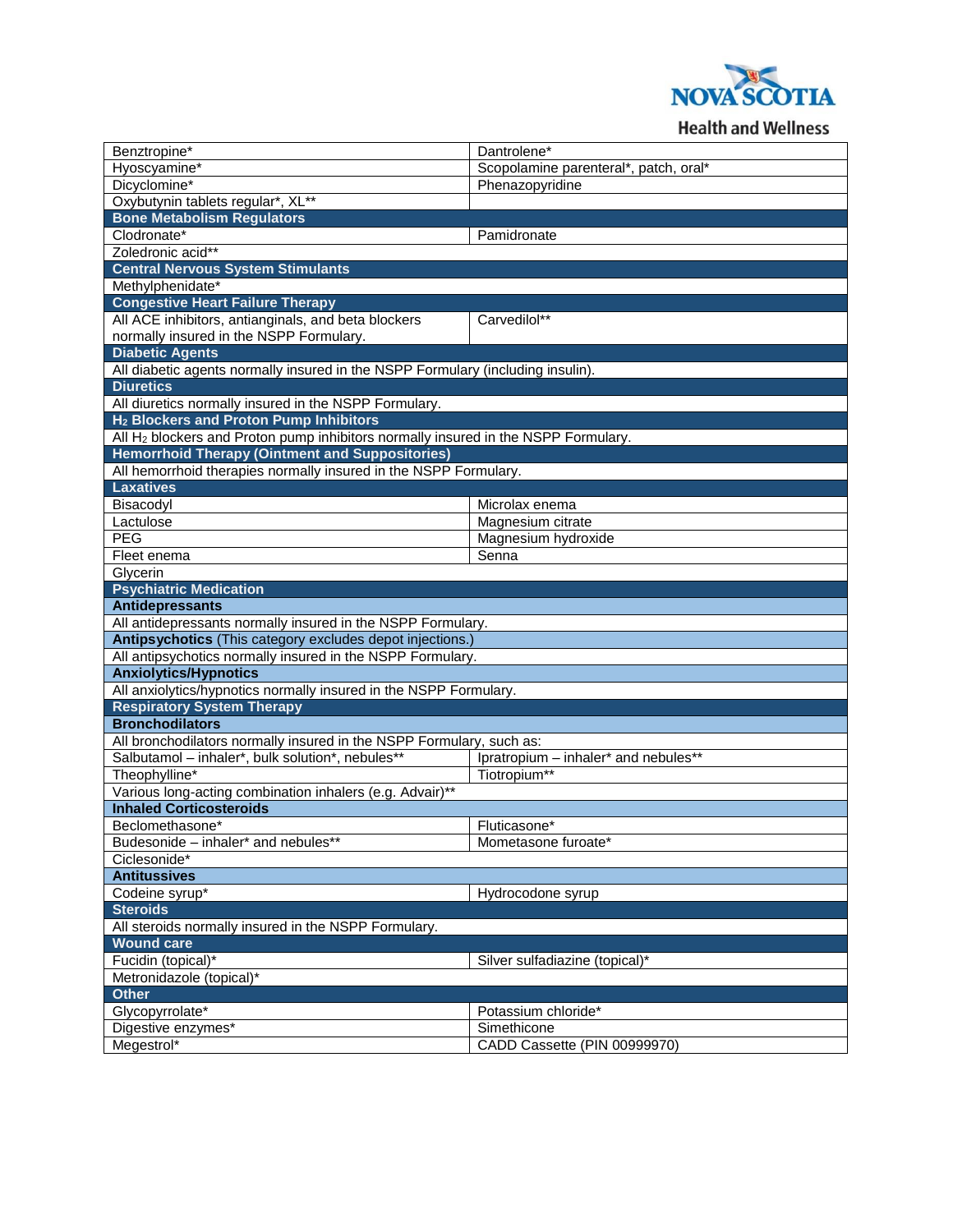| | |
|---|---|
| Benztropine* | Dantrolene* |
| Hyoscyamine* | Scopolamine parenteral*, patch, oral* |
| Dicyclomine* | Phenazopyridine |
| Oxybutynin tablets regular*, XL** | |
| **Bone Metabolism Regulators** | |
| Clodronate* | Pamidronate |
| Zoledronic acid** | |
| **Central Nervous System Stimulants** | |
| Methylphenidate* | |
| **Congestive Heart Failure Therapy** | |
| All ACE inhibitors, antianginals, and beta blockers normally insured in the NSPP Formulary. | Carvedilol** |
| **Diabetic Agents** | |
| All diabetic agents normally insured in the NSPP Formulary (including insulin). | |
| **Diuretics** | |
| All diuretics normally insured in the NSPP Formulary. | |
| **$H_2$ Blockers and Proton Pump Inhibitors** | |
| All $H_2$ blockers and Proton pump inhibitors normally insured in the NSPP Formulary. | |
| **Hemorrhoid Therapy (Ointment and Suppositories)** | |
| All hemorrhoid therapies normally insured in the NSPP Formulary. | |
| **Laxatives** | |
| Bisacodyl | Microlax enema |
| Lactulose | Magnesium citrate |
| PEG | Magnesium hydroxide |
| Fleet enema | Senna |
| Glycerin | |
| **Psychiatric Medication** | |
| **Antidepressants** | |
| All antidepressants normally insured in the NSPP Formulary. | |
| **Antipsychotics** (This category excludes depot injections.) | |
| All antipsychotics normally insured in the NSPP Formulary. | |
| **Anxiolytics/Hypnotics** | |
| All anxiolytics/hypnotics normally insured in the NSPP Formulary. | |
| **Respiratory System Therapy** | |
| **Bronchodilators** | |
| All bronchodilators normally insured in the NSPP Formulary, such as: | |
| Salbutamol – inhaler*, bulk solution*, nebules** | Ipratropium – inhaler* and nebules** |
| Theophylline* | Tiotropium** |
| Various long-acting combination inhalers (e.g. Advair)** | |
| **Inhaled Corticosteroids** | |
| Beclomethasone* | Fluticasone* |
| Budesonide – inhaler* and nebules** | Mometasone furoate* |
| Ciclesonide* | |
| **Antitussives** | |
| Codeine syrup* | Hydrocodone syrup |
| **Steroids** | |
| All steroids normally insured in the NSPP Formulary. | |
| **Wound care** | |
| Fucidin (topical)* | Silver sulfadiazine (topical)* |
| Metronidazole (topical)* | |
| **Other** | |
| Glycopyrrolate* | Potassium chloride* |
| Digestive enzymes* | Simethicone |
| Megestrol* | CADD Cassette (PIN 00999970) |